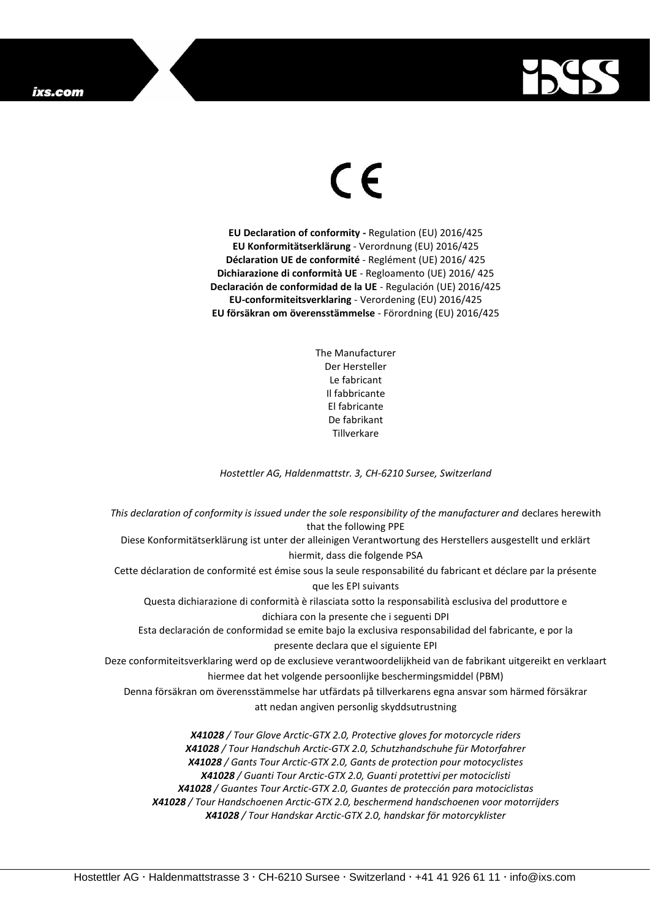CE

**EU Declaration of conformity -** Regulation (EU) 2016/425
**EU Konformitätserklärung** - Verordnung (EU) 2016/425
**Déclaration UE de conformité** - Reglément (UE) 2016/ 425
**Dichiarazione di conformità UE** - Regloamento (UE) 2016/ 425
**Declaración de conformidad de la UE** - Regulación (UE) 2016/425
**EU-conformiteitsverklaring** - Verordening (EU) 2016/425
**EU försäkran om överensstämmelse** - Förordning (EU) 2016/425

The Manufacturer
Der Hersteller
Le fabricant
Il fabbricante
El fabricante
De fabrikant
Tillverkare

*Hostettler AG, Haldenmattstr. 3, CH-6210 Sursee, Switzerland*

*This declaration of conformity is issued under the sole responsibility of the manufacturer and* declares herewith that the following PPE

Diese Konformitätserklärung ist unter der alleinigen Verantwortung des Herstellers ausgestellt und erklärt hiermit, dass die folgende PSA

Cette déclaration de conformité est émise sous la seule responsabilité du fabricant et déclare par la présente que les EPI suivants

Questa dichiarazione di conformità è rilasciata sotto la responsabilità esclusiva del produttore e dichiara con la presente che i seguenti DPI

Esta declaración de conformidad se emite bajo la exclusiva responsabilidad del fabricante, e por la presente declara que el siguiente EPI

Deze conformiteitsverklaring werd op de exclusieve verantwoordelijkheid van de fabrikant uitgereikt en verklaart hiermee dat het volgende persoonlijke beschermingsmiddel (PBM)

Denna försäkran om överensstämmelse har utfärdats på tillverkarens egna ansvar som härmed försäkrar att nedan angiven personlig skyddsutrustning

***X41028*** */ Tour Glove Arctic-GTX 2.0, Protective gloves for motorcycle riders*
***X41028*** */ Tour Handschuh Arctic-GTX 2.0, Schutzhandschuhe für Motorfahrer*
***X41028*** */ Gants Tour Arctic-GTX 2.0, Gants de protection pour motocyclistes*
***X41028*** */ Guanti Tour Arctic-GTX 2.0, Guanti protettivi per motociclisti*
***X41028*** */ Guantes Tour Arctic-GTX 2.0, Guantes de protección para motociclistas*
***X41028*** */ Tour Handschoenen Arctic-GTX 2.0, beschermend handschoenen voor motorrijders*
***X41028*** */ Tour Handskar Arctic-GTX 2.0, handskar för motorcyklister*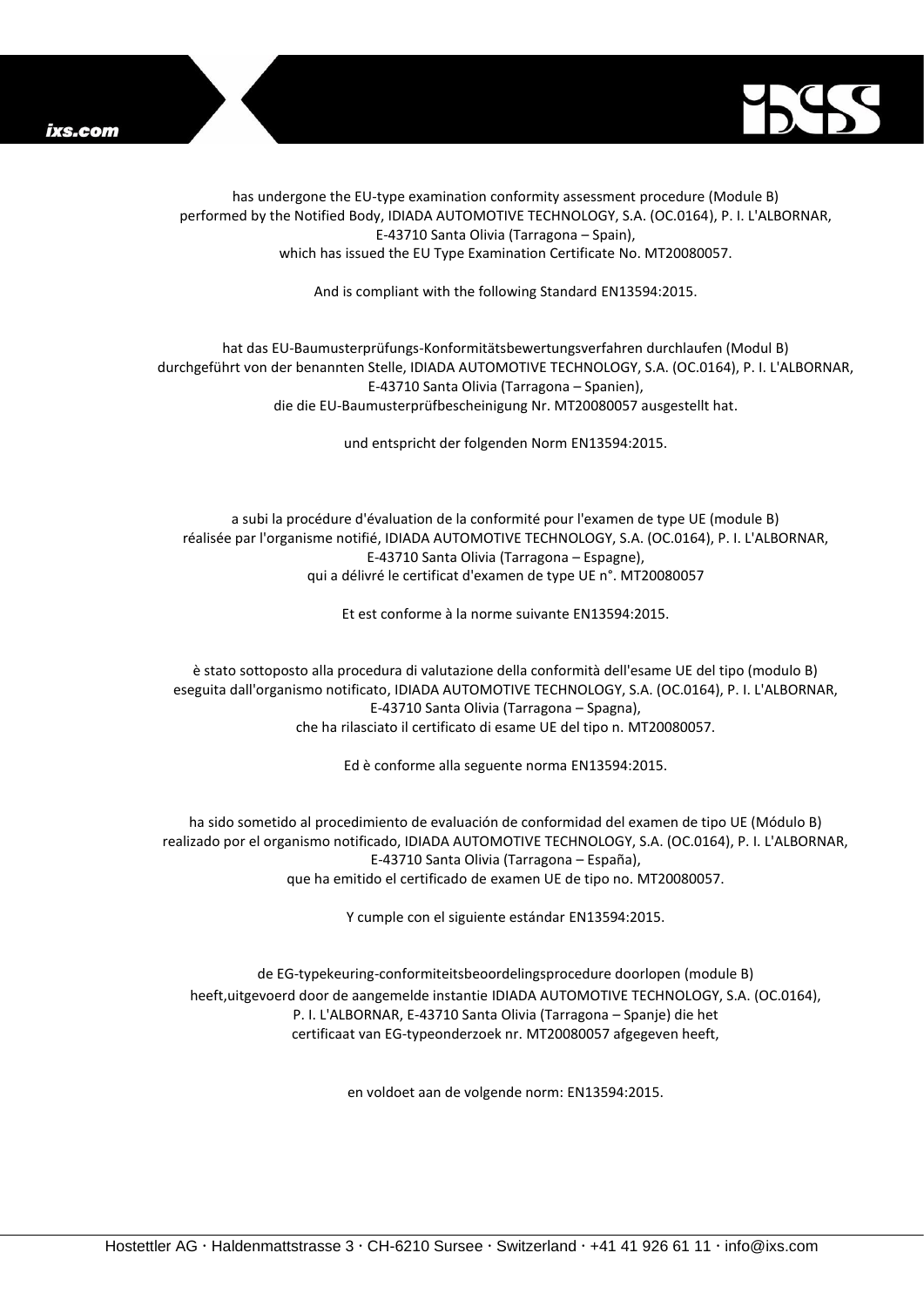has undergone the EU-type examination conformity assessment procedure (Module B)
performed by the Notified Body, IDIADA AUTOMOTIVE TECHNOLOGY, S.A. (OC.0164), P. I. L'ALBORNAR,
E-43710 Santa Olivia (Tarragona – Spain),
which has issued the EU Type Examination Certificate No. MT20080057.

And is compliant with the following Standard EN13594:2015.

hat das EU-Baumusterprüfungs-Konformitätsbewertungsverfahren durchlaufen (Modul B)
durchgeführt von der benannten Stelle, IDIADA AUTOMOTIVE TECHNOLOGY, S.A. (OC.0164), P. I. L'ALBORNAR,
E-43710 Santa Olivia (Tarragona – Spanien),
die die EU-Baumusterprüfbescheinigung Nr. MT20080057 ausgestellt hat.

und entspricht der folgenden Norm EN13594:2015.

a subi la procédure d'évaluation de la conformité pour l'examen de type UE (module B)
réalisée par l'organisme notifié, IDIADA AUTOMOTIVE TECHNOLOGY, S.A. (OC.0164), P. I. L'ALBORNAR,
E-43710 Santa Olivia (Tarragona – Espagne),
qui a délivré le certificat d'examen de type UE n°. MT20080057

Et est conforme à la norme suivante EN13594:2015.

è stato sottoposto alla procedura di valutazione della conformità dell'esame UE del tipo (modulo B)
eseguita dall'organismo notificato, IDIADA AUTOMOTIVE TECHNOLOGY, S.A. (OC.0164), P. I. L'ALBORNAR,
E-43710 Santa Olivia (Tarragona – Spagna),
che ha rilasciato il certificato di esame UE del tipo n. MT20080057.

Ed è conforme alla seguente norma EN13594:2015.

ha sido sometido al procedimiento de evaluación de conformidad del examen de tipo UE (Módulo B)
realizado por el organismo notificado, IDIADA AUTOMOTIVE TECHNOLOGY, S.A. (OC.0164), P. I. L'ALBORNAR,
E-43710 Santa Olivia (Tarragona – España),
que ha emitido el certificado de examen UE de tipo no. MT20080057.

Y cumple con el siguiente estándar EN13594:2015.

de EG-typekeuring-conformiteitsbeoordelingsprocedure doorlopen (module B)
heeft,uitgevoerd door de aangemelde instantie IDIADA AUTOMOTIVE TECHNOLOGY, S.A. (OC.0164),
P. I. L'ALBORNAR, E-43710 Santa Olivia (Tarragona – Spanje) die het
certificaat van EG-typeonderzoek nr. MT20080057 afgegeven heeft,

en voldoet aan de volgende norm: EN13594:2015.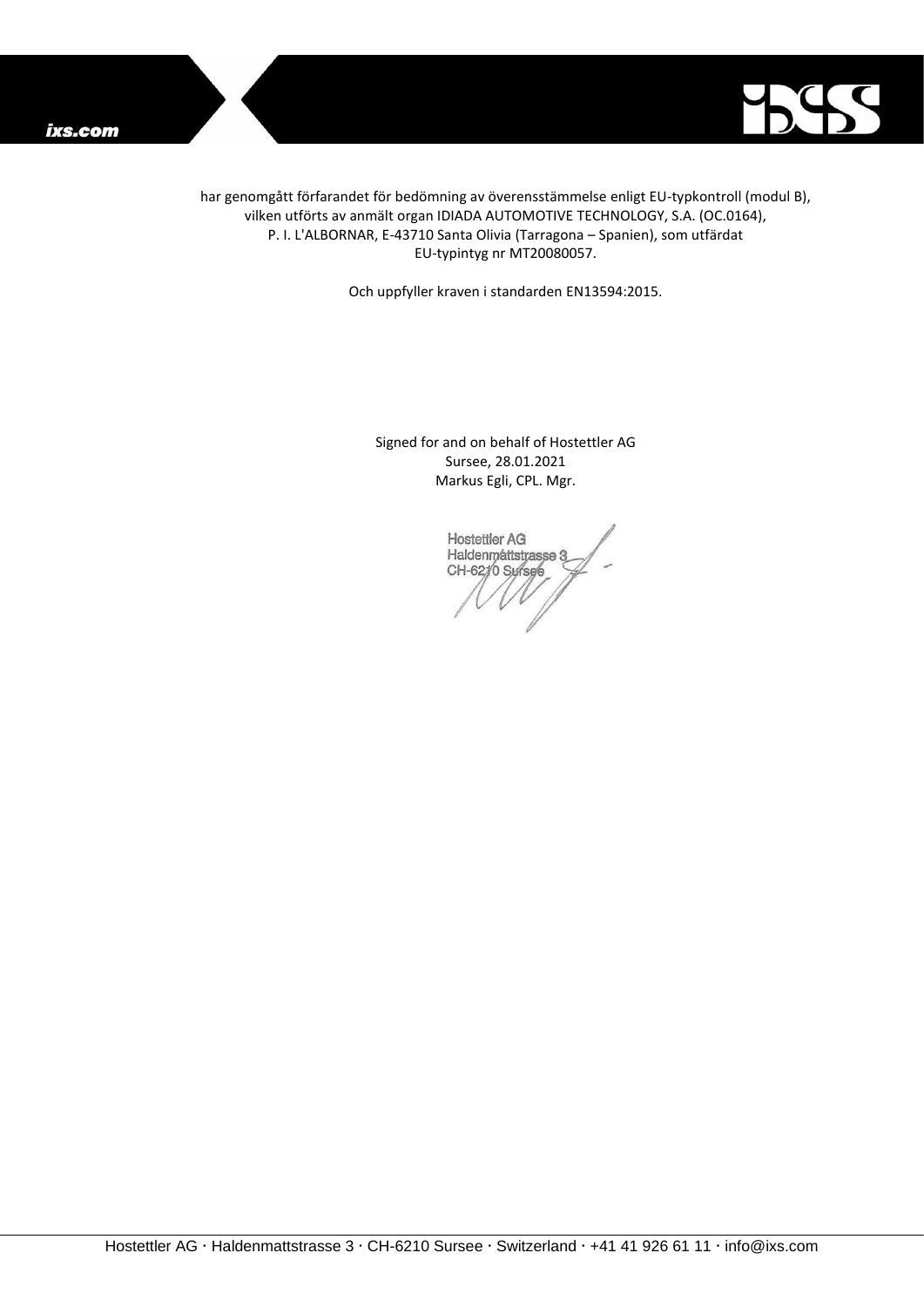har genomgått förfarandet för bedömning av överensstämmelse enligt EU-typkontroll (modul B), vilken utförts av anmält organ IDIADA AUTOMOTIVE TECHNOLOGY, S.A. (OC.0164), P. I. L'ALBORNAR, E-43710 Santa Olivia (Tarragona – Spanien), som utfärdat EU-typintyg nr MT20080057.

Och uppfyller kraven i standarden EN13594:2015.

Signed for and on behalf of Hostettler AG
Sursee, 28.01.2021
Markus Egli, CPL. Mgr.

Hostettler AG
Haldenmattstrasse 3
CH-6210 Sursee